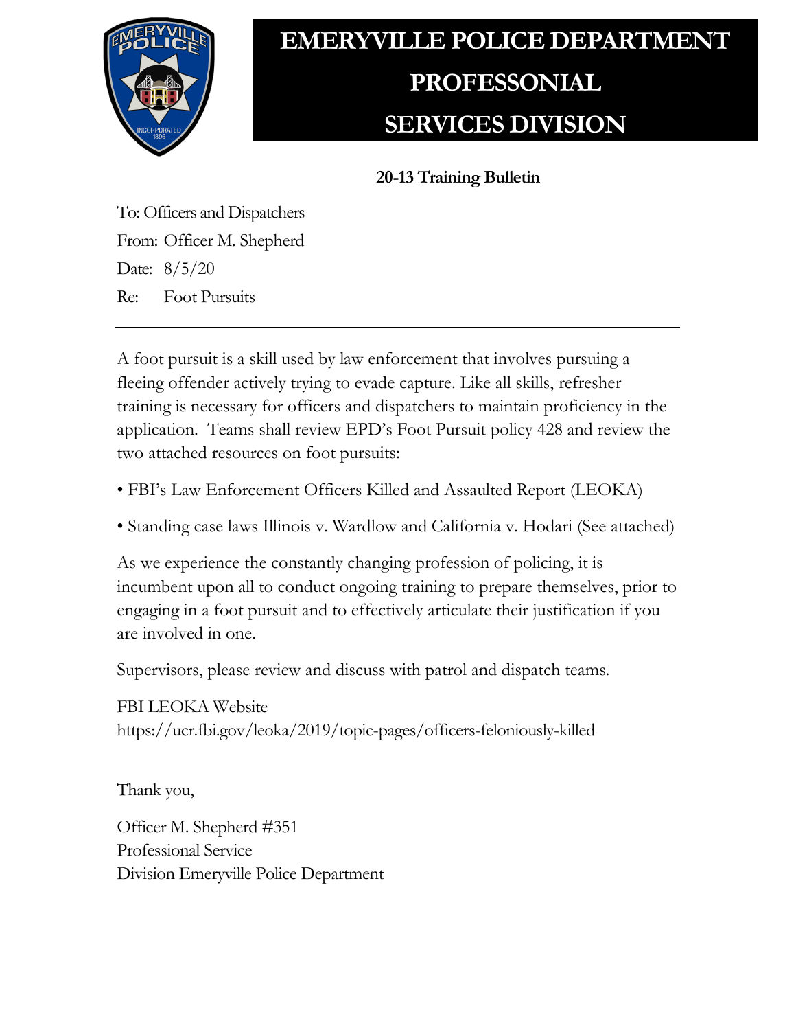# EMERYVILLE POLICE DEPARTMENT PROFESSONIAL SERVICES DIVISION

**20-13 Training Bulletin**

To: Officers and Dispatchers
From: Officer M. Shepherd
Date: 8/5/20
Re: Foot Pursuits

---

A foot pursuit is a skill used by law enforcement that involves pursuing a fleeing offender actively trying to evade capture. Like all skills, refresher training is necessary for officers and dispatchers to maintain proficiency in the application. Teams shall review EPD's Foot Pursuit policy 428 and review the two attached resources on foot pursuits:

• FBI's Law Enforcement Officers Killed and Assaulted Report (LEOKA)

• Standing case laws Illinois v. Wardlow and California v. Hodari (See attached)

As we experience the constantly changing profession of policing, it is incumbent upon all to conduct ongoing training to prepare themselves, prior to engaging in a foot pursuit and to effectively articulate their justification if you are involved in one.

Supervisors, please review and discuss with patrol and dispatch teams.

FBI LEOKA Website
https://ucr.fbi.gov/leoka/2019/topic-pages/officers-feloniously-killed

Thank you,

Officer M. Shepherd #351
Professional Service
Division Emeryville Police Department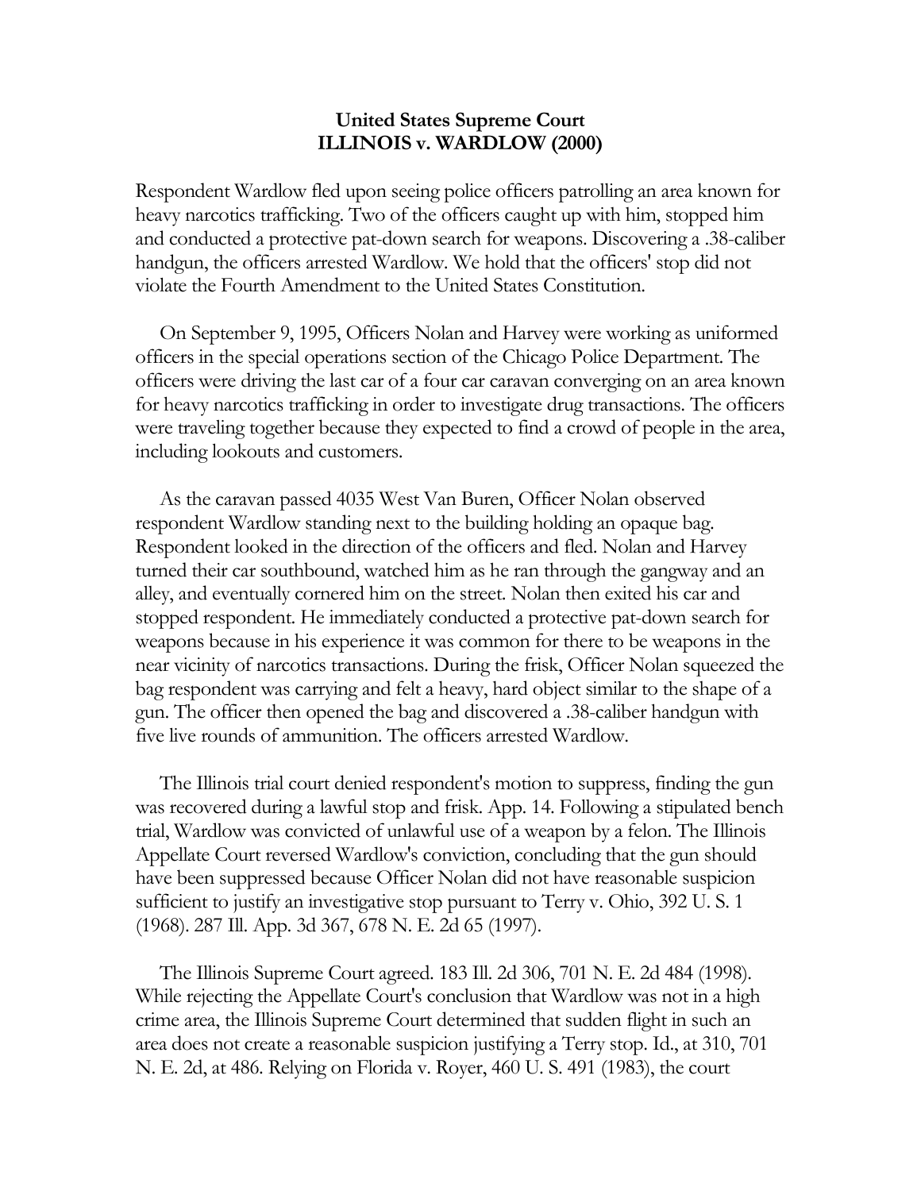**United States Supreme Court**
**ILLINOIS v. WARDLOW (2000)**

Respondent Wardlow fled upon seeing police officers patrolling an area known for heavy narcotics trafficking. Two of the officers caught up with him, stopped him and conducted a protective pat-down search for weapons. Discovering a .38-caliber handgun, the officers arrested Wardlow. We hold that the officers' stop did not violate the Fourth Amendment to the United States Constitution.

On September 9, 1995, Officers Nolan and Harvey were working as uniformed officers in the special operations section of the Chicago Police Department. The officers were driving the last car of a four car caravan converging on an area known for heavy narcotics trafficking in order to investigate drug transactions. The officers were traveling together because they expected to find a crowd of people in the area, including lookouts and customers.

As the caravan passed 4035 West Van Buren, Officer Nolan observed respondent Wardlow standing next to the building holding an opaque bag. Respondent looked in the direction of the officers and fled. Nolan and Harvey turned their car southbound, watched him as he ran through the gangway and an alley, and eventually cornered him on the street. Nolan then exited his car and stopped respondent. He immediately conducted a protective pat-down search for weapons because in his experience it was common for there to be weapons in the near vicinity of narcotics transactions. During the frisk, Officer Nolan squeezed the bag respondent was carrying and felt a heavy, hard object similar to the shape of a gun. The officer then opened the bag and discovered a .38-caliber handgun with five live rounds of ammunition. The officers arrested Wardlow.

The Illinois trial court denied respondent's motion to suppress, finding the gun was recovered during a lawful stop and frisk. App. 14. Following a stipulated bench trial, Wardlow was convicted of unlawful use of a weapon by a felon. The Illinois Appellate Court reversed Wardlow's conviction, concluding that the gun should have been suppressed because Officer Nolan did not have reasonable suspicion sufficient to justify an investigative stop pursuant to Terry v. Ohio, 392 U. S. 1 (1968). 287 Ill. App. 3d 367, 678 N. E. 2d 65 (1997).

The Illinois Supreme Court agreed. 183 Ill. 2d 306, 701 N. E. 2d 484 (1998). While rejecting the Appellate Court's conclusion that Wardlow was not in a high crime area, the Illinois Supreme Court determined that sudden flight in such an area does not create a reasonable suspicion justifying a Terry stop. Id., at 310, 701 N. E. 2d, at 486. Relying on Florida v. Royer, 460 U. S. 491 (1983), the court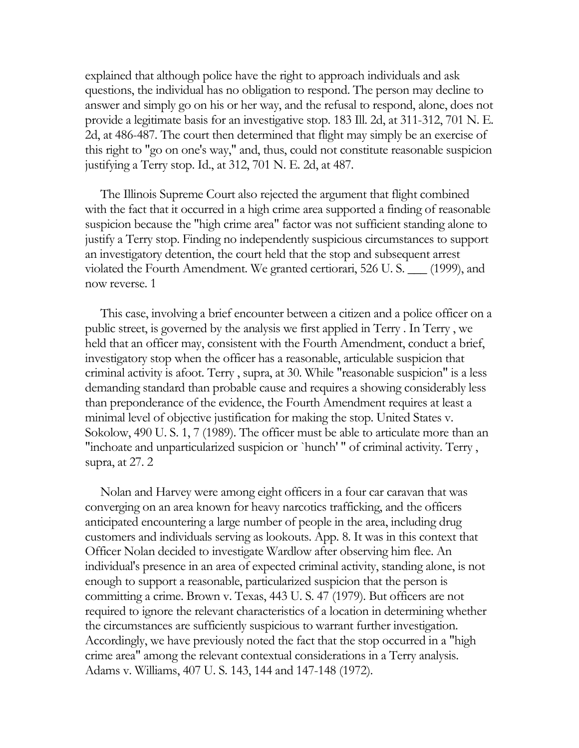explained that although police have the right to approach individuals and ask questions, the individual has no obligation to respond. The person may decline to answer and simply go on his or her way, and the refusal to respond, alone, does not provide a legitimate basis for an investigative stop. 183 Ill. 2d, at 311-312, 701 N. E. 2d, at 486-487. The court then determined that flight may simply be an exercise of this right to "go on one's way," and, thus, could not constitute reasonable suspicion justifying a Terry stop. Id., at 312, 701 N. E. 2d, at 487.

The Illinois Supreme Court also rejected the argument that flight combined with the fact that it occurred in a high crime area supported a finding of reasonable suspicion because the "high crime area" factor was not sufficient standing alone to justify a Terry stop. Finding no independently suspicious circumstances to support an investigatory detention, the court held that the stop and subsequent arrest violated the Fourth Amendment. We granted certiorari, 526 U. S. ___ (1999), and now reverse. 1

This case, involving a brief encounter between a citizen and a police officer on a public street, is governed by the analysis we first applied in Terry . In Terry , we held that an officer may, consistent with the Fourth Amendment, conduct a brief, investigatory stop when the officer has a reasonable, articulable suspicion that criminal activity is afoot. Terry , supra, at 30. While "reasonable suspicion" is a less demanding standard than probable cause and requires a showing considerably less than preponderance of the evidence, the Fourth Amendment requires at least a minimal level of objective justification for making the stop. United States v. Sokolow, 490 U. S. 1, 7 (1989). The officer must be able to articulate more than an "inchoate and unparticularized suspicion or `hunch' " of criminal activity. Terry , supra, at 27. 2

Nolan and Harvey were among eight officers in a four car caravan that was converging on an area known for heavy narcotics trafficking, and the officers anticipated encountering a large number of people in the area, including drug customers and individuals serving as lookouts. App. 8. It was in this context that Officer Nolan decided to investigate Wardlow after observing him flee. An individual's presence in an area of expected criminal activity, standing alone, is not enough to support a reasonable, particularized suspicion that the person is committing a crime. Brown v. Texas, 443 U. S. 47 (1979). But officers are not required to ignore the relevant characteristics of a location in determining whether the circumstances are sufficiently suspicious to warrant further investigation. Accordingly, we have previously noted the fact that the stop occurred in a "high crime area" among the relevant contextual considerations in a Terry analysis. Adams v. Williams, 407 U. S. 143, 144 and 147-148 (1972).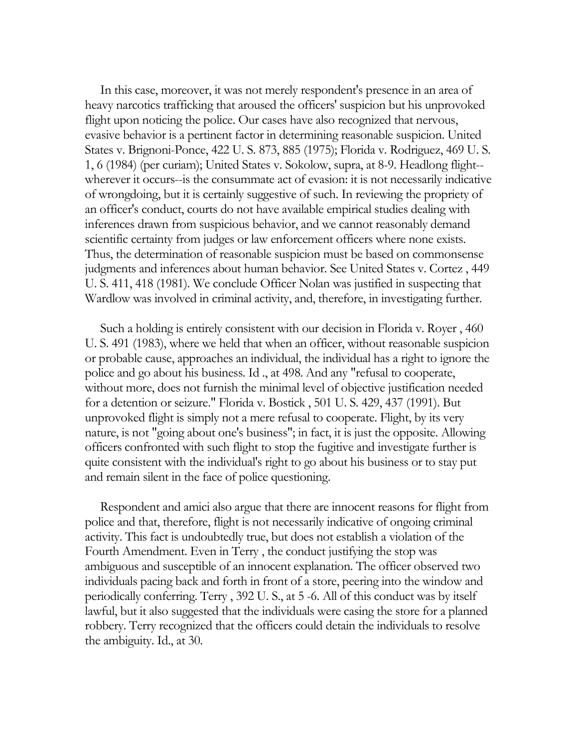In this case, moreover, it was not merely respondent's presence in an area of heavy narcotics trafficking that aroused the officers' suspicion but his unprovoked flight upon noticing the police. Our cases have also recognized that nervous, evasive behavior is a pertinent factor in determining reasonable suspicion. United States v. Brignoni-Ponce, 422 U. S. 873, 885 (1975); Florida v. Rodriguez, 469 U. S. 1, 6 (1984) (per curiam); United States v. Sokolow, supra, at 8-9. Headlong flight--wherever it occurs--is the consummate act of evasion: it is not necessarily indicative of wrongdoing, but it is certainly suggestive of such. In reviewing the propriety of an officer's conduct, courts do not have available empirical studies dealing with inferences drawn from suspicious behavior, and we cannot reasonably demand scientific certainty from judges or law enforcement officers where none exists. Thus, the determination of reasonable suspicion must be based on commonsense judgments and inferences about human behavior. See United States v. Cortez , 449 U. S. 411, 418 (1981). We conclude Officer Nolan was justified in suspecting that Wardlow was involved in criminal activity, and, therefore, in investigating further.

Such a holding is entirely consistent with our decision in Florida v. Royer , 460 U. S. 491 (1983), where we held that when an officer, without reasonable suspicion or probable cause, approaches an individual, the individual has a right to ignore the police and go about his business. Id ., at 498. And any "refusal to cooperate, without more, does not furnish the minimal level of objective justification needed for a detention or seizure." Florida v. Bostick , 501 U. S. 429, 437 (1991). But unprovoked flight is simply not a mere refusal to cooperate. Flight, by its very nature, is not "going about one's business"; in fact, it is just the opposite. Allowing officers confronted with such flight to stop the fugitive and investigate further is quite consistent with the individual's right to go about his business or to stay put and remain silent in the face of police questioning.

Respondent and amici also argue that there are innocent reasons for flight from police and that, therefore, flight is not necessarily indicative of ongoing criminal activity. This fact is undoubtedly true, but does not establish a violation of the Fourth Amendment. Even in Terry , the conduct justifying the stop was ambiguous and susceptible of an innocent explanation. The officer observed two individuals pacing back and forth in front of a store, peering into the window and periodically conferring. Terry , 392 U. S., at 5 -6. All of this conduct was by itself lawful, but it also suggested that the individuals were casing the store for a planned robbery. Terry recognized that the officers could detain the individuals to resolve the ambiguity. Id., at 30.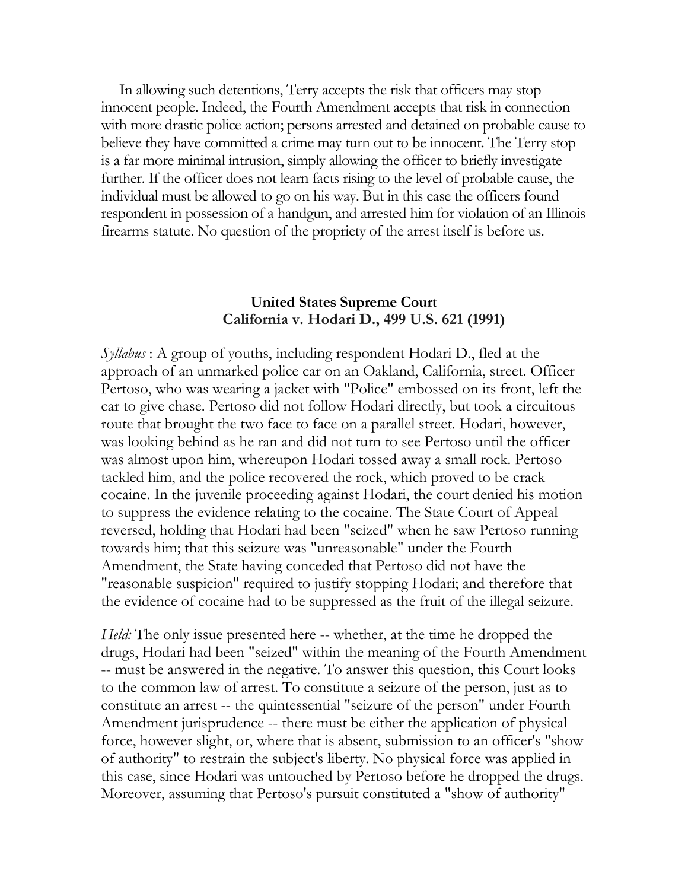In allowing such detentions, Terry accepts the risk that officers may stop innocent people. Indeed, the Fourth Amendment accepts that risk in connection with more drastic police action; persons arrested and detained on probable cause to believe they have committed a crime may turn out to be innocent. The Terry stop is a far more minimal intrusion, simply allowing the officer to briefly investigate further. If the officer does not learn facts rising to the level of probable cause, the individual must be allowed to go on his way. But in this case the officers found respondent in possession of a handgun, and arrested him for violation of an Illinois firearms statute. No question of the propriety of the arrest itself is before us.

**United States Supreme Court**
**California v. Hodari D., 499 U.S. 621 (1991)**

*Syllabus* : A group of youths, including respondent Hodari D., fled at the approach of an unmarked police car on an Oakland, California, street. Officer Pertoso, who was wearing a jacket with "Police" embossed on its front, left the car to give chase. Pertoso did not follow Hodari directly, but took a circuitous route that brought the two face to face on a parallel street. Hodari, however, was looking behind as he ran and did not turn to see Pertoso until the officer was almost upon him, whereupon Hodari tossed away a small rock. Pertoso tackled him, and the police recovered the rock, which proved to be crack cocaine. In the juvenile proceeding against Hodari, the court denied his motion to suppress the evidence relating to the cocaine. The State Court of Appeal reversed, holding that Hodari had been "seized" when he saw Pertoso running towards him; that this seizure was "unreasonable" under the Fourth Amendment, the State having conceded that Pertoso did not have the "reasonable suspicion" required to justify stopping Hodari; and therefore that the evidence of cocaine had to be suppressed as the fruit of the illegal seizure.

*Held:* The only issue presented here -- whether, at the time he dropped the drugs, Hodari had been "seized" within the meaning of the Fourth Amendment -- must be answered in the negative. To answer this question, this Court looks to the common law of arrest. To constitute a seizure of the person, just as to constitute an arrest -- the quintessential "seizure of the person" under Fourth Amendment jurisprudence -- there must be either the application of physical force, however slight, or, where that is absent, submission to an officer's "show of authority" to restrain the subject's liberty. No physical force was applied in this case, since Hodari was untouched by Pertoso before he dropped the drugs. Moreover, assuming that Pertoso's pursuit constituted a "show of authority"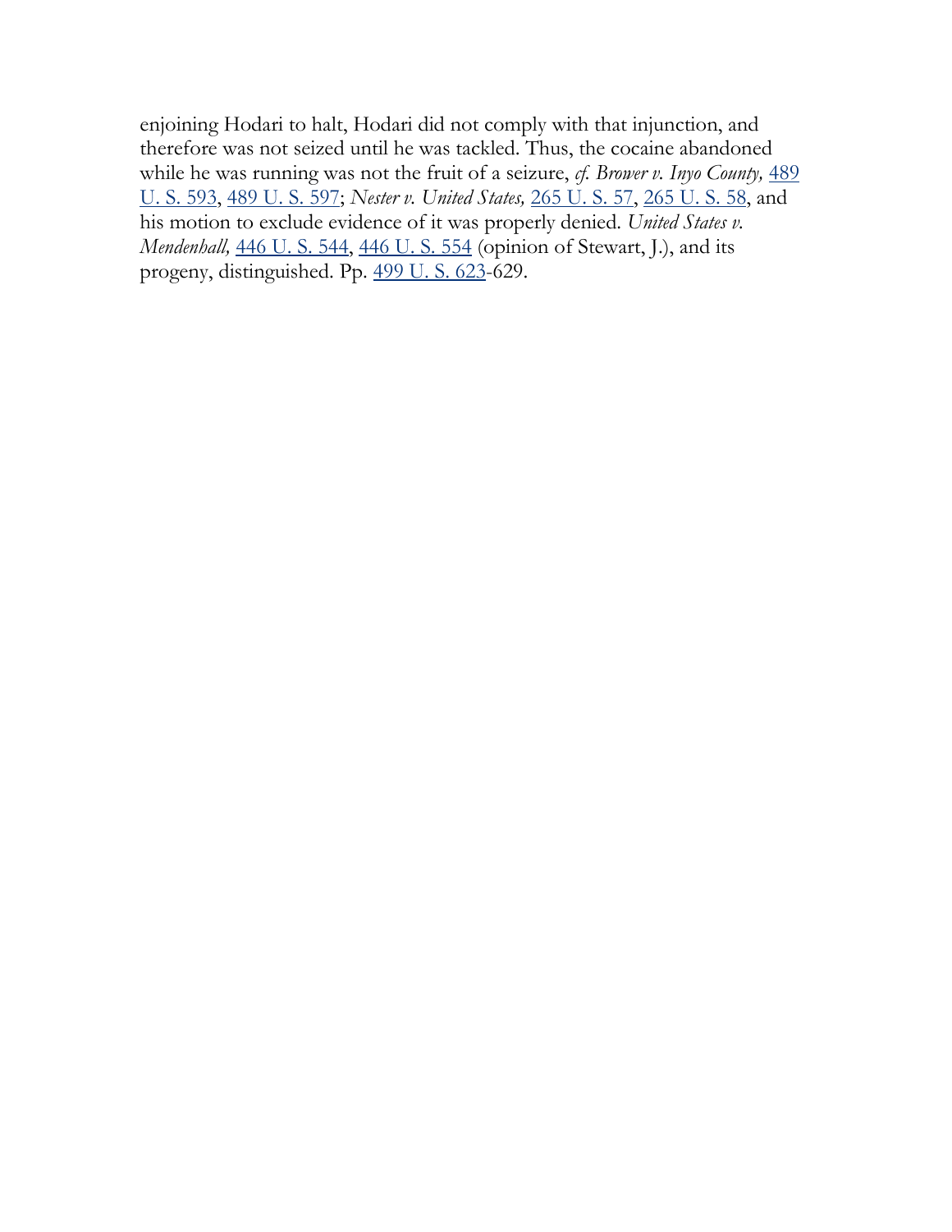enjoining Hodari to halt, Hodari did not comply with that injunction, and therefore was not seized until he was tackled. Thus, the cocaine abandoned while he was running was not the fruit of a seizure, *cf. Brower v. Inyo County,* 489 U. S. 593, 489 U. S. 597; *Nester v. United States,* 265 U. S. 57, 265 U. S. 58, and his motion to exclude evidence of it was properly denied. *United States v. Mendenhall,* 446 U. S. 544, 446 U. S. 554 (opinion of Stewart, J.), and its progeny, distinguished. Pp. 499 U. S. 623-629.